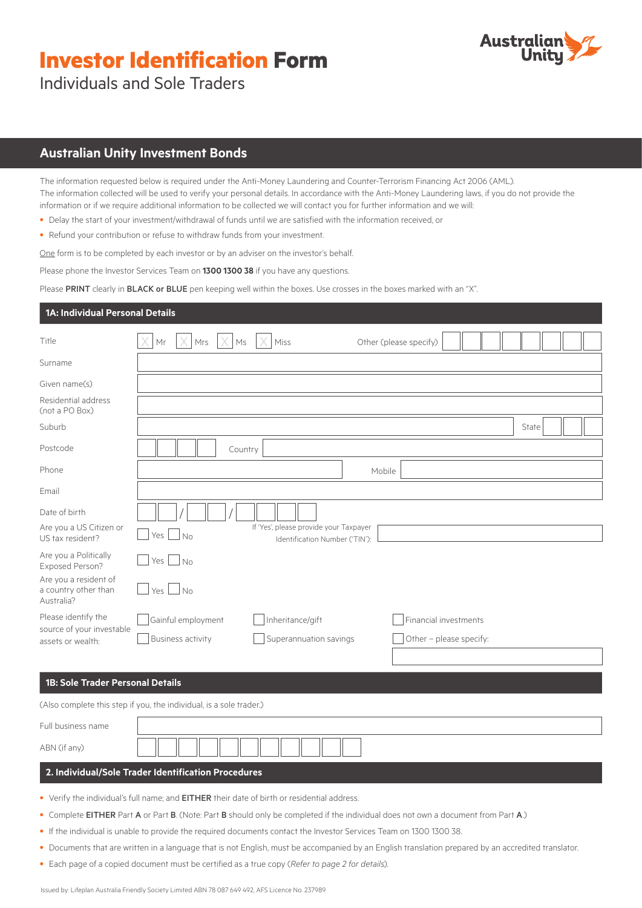# **Investor Identification** Form

Individuals and Sole Traders

## Australian Unity Investment Bonds

The information requested below is required under the Anti-Money Laundering and Counter-Terrorism Financing Act 2006 (AML). The information collected will be used to verify your personal details. In accordance with the Anti-Money Laundering laws, if you do not provide the information or if we require additional information to be collected we will contact you for further information and we will:

- Delay the start of your investment/withdrawal of funds until we are satisfied with the information received, or
- Refund your contribution or refuse to withdraw funds from your investment.

One form is to be completed by each investor or by an adviser on the investor's behalf.

Please phone the Investor Services Team on **1300 1300 38** if you have any questions.

Please **PRINT** clearly in **BLACK or BLUE** pen keeping well within the boxes. Use crosses in the boxes marked with an "X".

### 1A: Individual Personal Details

| | |
|---|---|
| Title | ☐ Mr ☐ Mrs ☐ Ms ☐ Miss Other (please specify) |
| Surname | |
| Given name(s) | |
| Residential address (not a PO Box) | |
| Suburb | State |
| Postcode | Country |
| Phone | Mobile |
| Email | |
| Date of birth | / / |
| Are you a US Citizen or US tax resident? | ☐ Yes ☐ No If 'Yes', please provide your Taxpayer Identification Number ('TIN'): |
| Are you a Politically Exposed Person? | ☐ Yes ☐ No |
| Are you a resident of a country other than Australia? | ☐ Yes ☐ No |
| Please identify the source of your investable assets or wealth: | ☐ Gainful employment ☐ Inheritance/gift ☐ Financial investments ☐ Business activity ☐ Superannuation savings ☐ Other – please specify: |

### 1B: Sole Trader Personal Details

(Also complete this step if you, the individual, is a sole trader.)

| | |
|---|---|
| Full business name | |
| ABN (if any) | |

### 2. Individual/Sole Trader Identification Procedures

- Verify the individual's full name; and **EITHER** their date of birth or residential address.
- Complete **EITHER** Part **A** or Part **B**. (Note: Part **B** should only be completed if the individual does not own a document from Part **A**.)
- If the individual is unable to provide the required documents contact the Investor Services Team on 1300 1300 38.
- Documents that are written in a language that is not English, must be accompanied by an English translation prepared by an accredited translator.
- Each page of a copied document must be certified as a true copy (*Refer to page 2 for details*).

Issued by: Lifeplan Australia Friendly Society Limited ABN 78 087 649 492, AFS Licence No. 237989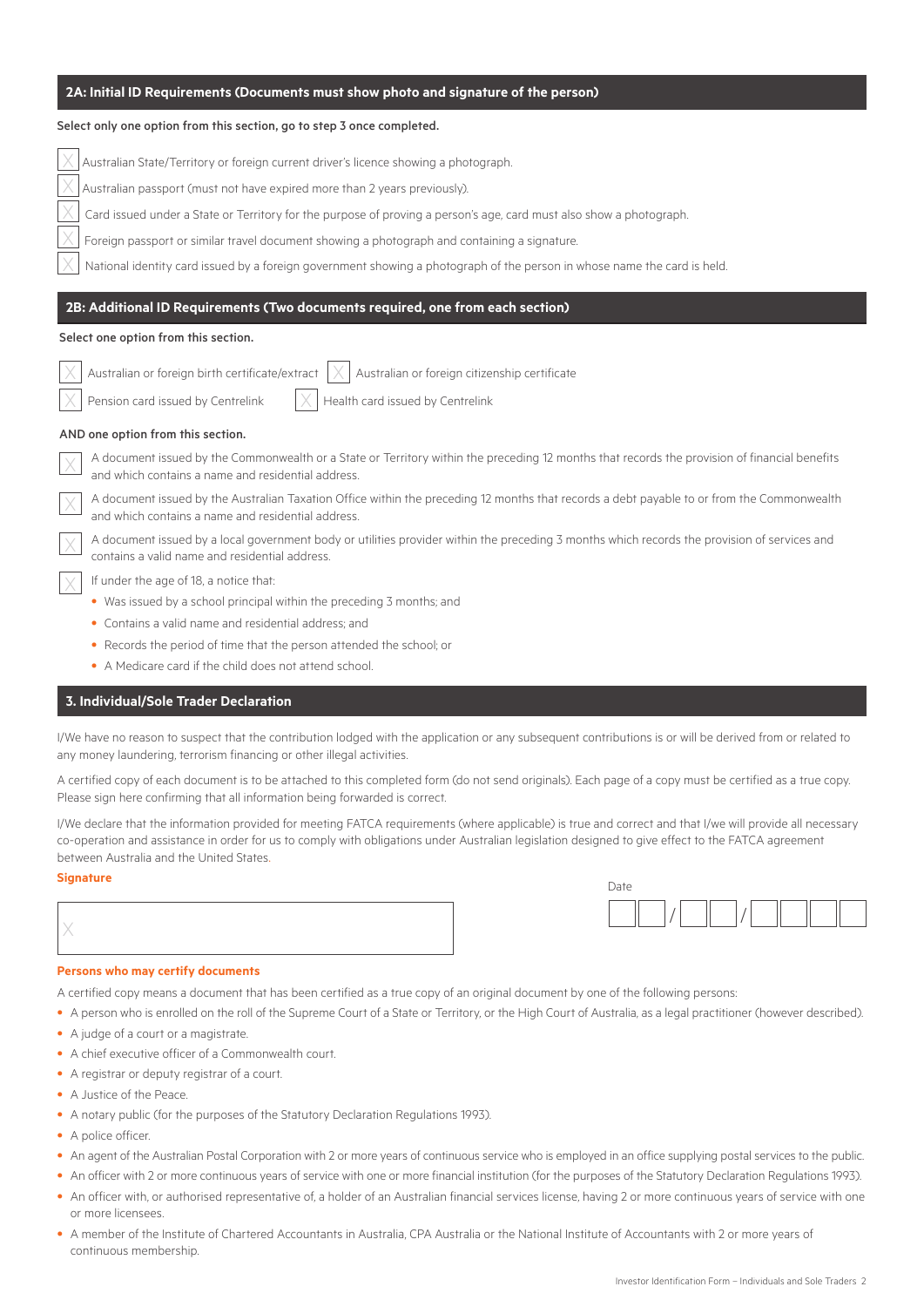## 2A: Initial ID Requirements (Documents must show photo and signature of the person)

**Select only one option from this section, go to step 3 once completed.**

- [ ] Australian State/Territory or foreign current driver's licence showing a photograph.
- [ ] Australian passport (must not have expired more than 2 years previously).
- [ ] Card issued under a State or Territory for the purpose of proving a person's age, card must also show a photograph.
- [ ] Foreign passport or similar travel document showing a photograph and containing a signature.
- [ ] National identity card issued by a foreign government showing a photograph of the person in whose name the card is held.

## 2B: Additional ID Requirements (Two documents required, one from each section)

**Select one option from this section.**

- [ ] Australian or foreign birth certificate/extract
- [ ] Australian or foreign citizenship certificate
- [ ] Pension card issued by Centrelink
- [ ] Health card issued by Centrelink

**AND one option from this section.**

- [ ] A document issued by the Commonwealth or a State or Territory within the preceding 12 months that records the provision of financial benefits and which contains a name and residential address.
- [ ] A document issued by the Australian Taxation Office within the preceding 12 months that records a debt payable to or from the Commonwealth and which contains a name and residential address.
- [ ] A document issued by a local government body or utilities provider within the preceding 3 months which records the provision of services and contains a valid name and residential address.
- [ ] If under the age of 18, a notice that:
  - Was issued by a school principal within the preceding 3 months; and
  - Contains a valid name and residential address; and
  - Records the period of time that the person attended the school; or
  - A Medicare card if the child does not attend school.

## 3. Individual/Sole Trader Declaration

I/We have no reason to suspect that the contribution lodged with the application or any subsequent contributions is or will be derived from or related to any money laundering, terrorism financing or other illegal activities.

A certified copy of each document is to be attached to this completed form (do not send originals). Each page of a copy must be certified as a true copy. Please sign here confirming that all information being forwarded is correct.

I/We declare that the information provided for meeting FATCA requirements (where applicable) is true and correct and that I/we will provide all necessary co-operation and assistance in order for us to comply with obligations under Australian legislation designed to give effect to the FATCA agreement between Australia and the United States.

**Signature**

X ______________________________

Date __ __ / __ __ / __ __ __ __

**Persons who may certify documents**

A certified copy means a document that has been certified as a true copy of an original document by one of the following persons:

- A person who is enrolled on the roll of the Supreme Court of a State or Territory, or the High Court of Australia, as a legal practitioner (however described).
- A judge of a court or a magistrate.
- A chief executive officer of a Commonwealth court.
- A registrar or deputy registrar of a court.
- A Justice of the Peace.
- A notary public (for the purposes of the Statutory Declaration Regulations 1993).
- A police officer.
- An agent of the Australian Postal Corporation with 2 or more years of continuous service who is employed in an office supplying postal services to the public.
- An officer with 2 or more continuous years of service with one or more financial institution (for the purposes of the Statutory Declaration Regulations 1993).
- An officer with, or authorised representative of, a holder of an Australian financial services license, having 2 or more continuous years of service with one or more licensees.
- A member of the Institute of Chartered Accountants in Australia, CPA Australia or the National Institute of Accountants with 2 or more years of continuous membership.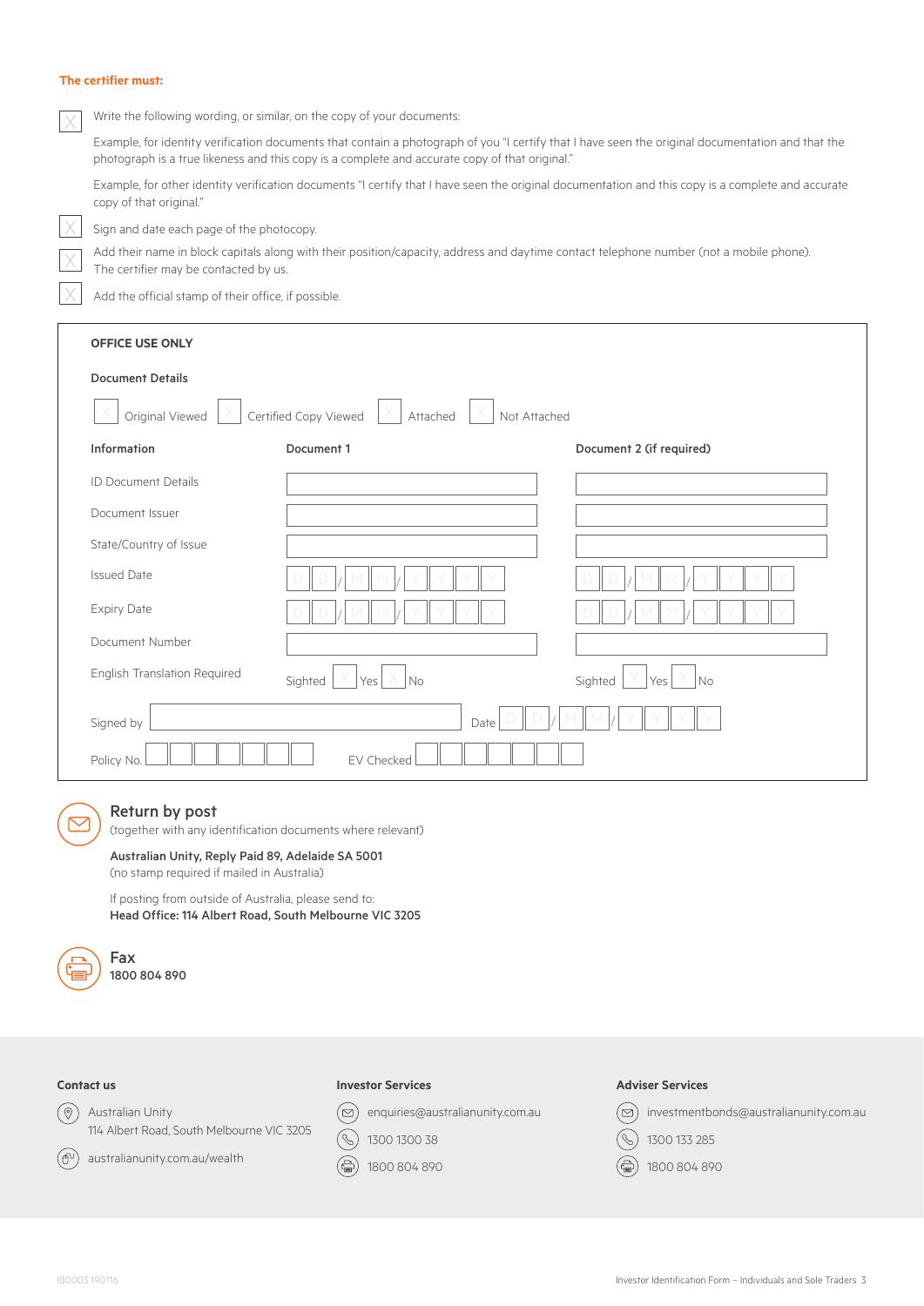**The certifier must:**

- ☐ Write the following wording, or similar, on the copy of your documents:

  Example, for identity verification documents that contain a photograph of you "I certify that I have seen the original documentation and that the photograph is a true likeness and this copy is a complete and accurate copy of that original."

  Example, for other identity verification documents "I certify that I have seen the original documentation and this copy is a complete and accurate copy of that original."

- ☐ Sign and date each page of the photocopy.
- ☐ Add their name in block capitals along with their position/capacity, address and daytime contact telephone number (not a mobile phone). The certifier may be contacted by us.
- ☐ Add the official stamp of their office, if possible.

**OFFICE USE ONLY**

**Document Details**

☐ Original Viewed ☐ Certified Copy Viewed ☐ Attached ☐ Not Attached

| Information | Document 1 | Document 2 (if required) |
|---|---|---|
| ID Document Details | | |
| Document Issuer | | |
| State/Country of Issue | | |
| Issued Date | DD/MM/YYYY | DD/MM/YYYY |
| Expiry Date | DD/MM/YYYY | DD/MM/YYYY |
| Document Number | | |
| English Translation Required | Sighted ☐ Yes ☐ No | Sighted ☐ Yes ☐ No |

Signed by ____________________ Date DD/MM/YYYY

Policy No. ____________ EV Checked ____________

## Return by post

(together with any identification documents where relevant)

**Australian Unity, Reply Paid 89, Adelaide SA 5001**
(no stamp required if mailed in Australia)

If posting from outside of Australia, please send to:
**Head Office: 114 Albert Road, South Melbourne VIC 3205**

## Fax

**1800 804 890**

**Contact us**

Australian Unity
114 Albert Road, South Melbourne VIC 3205

australianunity.com.au/wealth

**Investor Services**

enquiries@australianunity.com.au

1300 1300 38

1800 804 890

**Adviser Services**

investmentbonds@australianunity.com.au

1300 133 285

1800 804 890

IB0003 190116